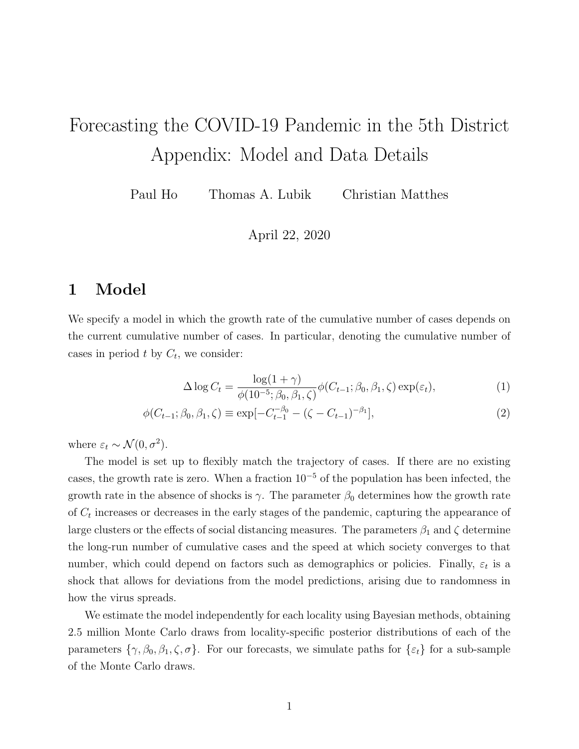# Forecasting the COVID-19 Pandemic in the 5th District
# Appendix: Model and Data Details

Paul Ho   Thomas A. Lubik   Christian Matthes

April 22, 2020

## 1 Model

We specify a model in which the growth rate of the cumulative number of cases depends on the current cumulative number of cases. In particular, denoting the cumulative number of cases in period $t$ by $C_t$, we consider:

$$\Delta \log C_t = \frac{\log(1+\gamma)}{\phi(10^{-5};\beta_0,\beta_1,\zeta)} \phi(C_{t-1};\beta_0,\beta_1,\zeta) \exp(\varepsilon_t), \tag{1}$$

$$\phi(C_{t-1};\beta_0,\beta_1,\zeta) \equiv \exp[-C_{t-1}^{-\beta_0} - (\zeta - C_{t-1})^{-\beta_1}], \tag{2}$$

where $\varepsilon_t \sim \mathcal{N}(0,\sigma^2)$.

The model is set up to flexibly match the trajectory of cases. If there are no existing cases, the growth rate is zero. When a fraction $10^{-5}$ of the population has been infected, the growth rate in the absence of shocks is $\gamma$. The parameter $\beta_0$ determines how the growth rate of $C_t$ increases or decreases in the early stages of the pandemic, capturing the appearance of large clusters or the effects of social distancing measures. The parameters $\beta_1$ and $\zeta$ determine the long-run number of cumulative cases and the speed at which society converges to that number, which could depend on factors such as demographics or policies. Finally, $\varepsilon_t$ is a shock that allows for deviations from the model predictions, arising due to randomness in how the virus spreads.

We estimate the model independently for each locality using Bayesian methods, obtaining 2.5 million Monte Carlo draws from locality-specific posterior distributions of each of the parameters $\{\gamma, \beta_0, \beta_1, \zeta, \sigma\}$. For our forecasts, we simulate paths for $\{\varepsilon_t\}$ for a sub-sample of the Monte Carlo draws.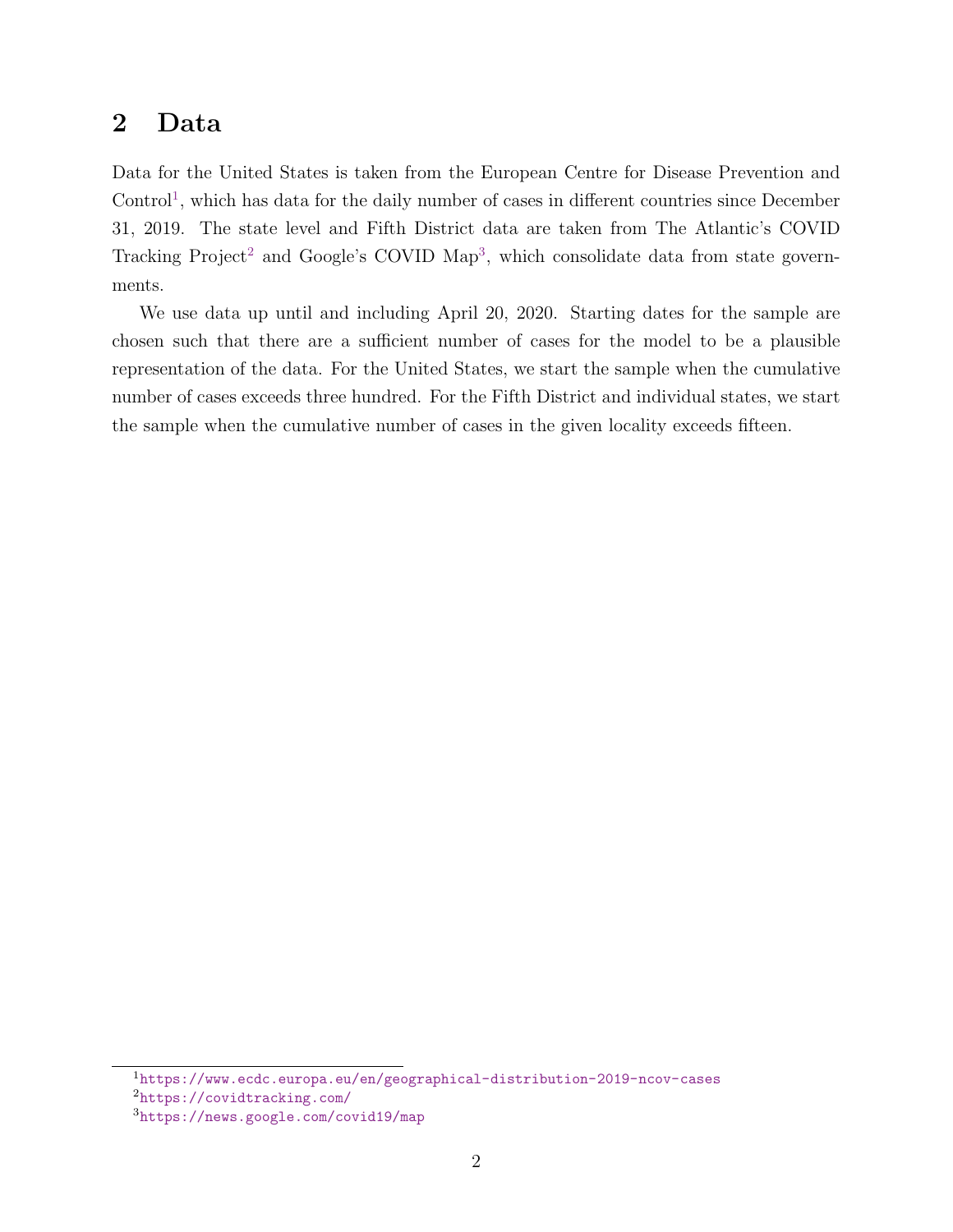## 2 Data

Data for the United States is taken from the European Centre for Disease Prevention and Control[1], which has data for the daily number of cases in different countries since December 31, 2019. The state level and Fifth District data are taken from The Atlantic's COVID Tracking Project[2] and Google's COVID Map[3], which consolidate data from state governments.

We use data up until and including April 20, 2020. Starting dates for the sample are chosen such that there are a sufficient number of cases for the model to be a plausible representation of the data. For the United States, we start the sample when the cumulative number of cases exceeds three hundred. For the Fifth District and individual states, we start the sample when the cumulative number of cases in the given locality exceeds fifteen.

[1] https://www.ecdc.europa.eu/en/geographical-distribution-2019-ncov-cases

[2] https://covidtracking.com/

[3] https://news.google.com/covid19/map